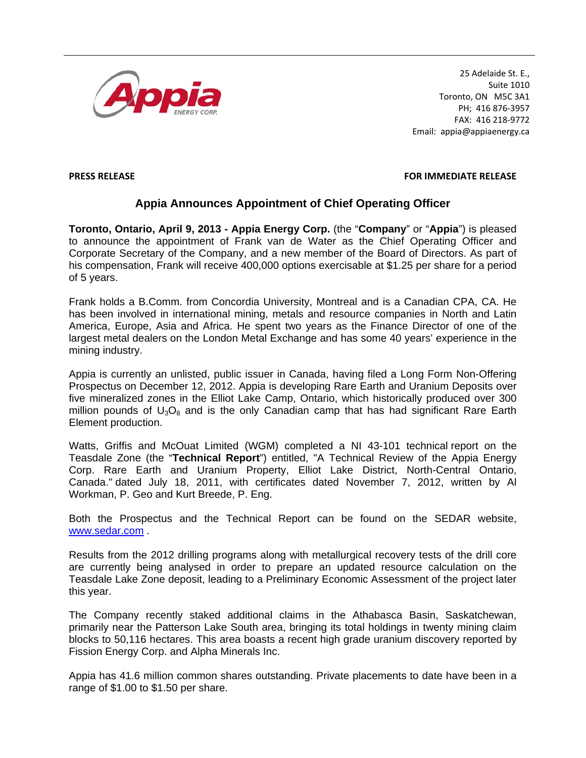Appia ENERGY CORP.

25 Adelaide St. E.,
Suite 1010
Toronto, ON M5C 3A1
PH; 416 876-3957
FAX: 416 218-9772
Email: appia@appiaenergy.ca

**PRESS RELEASE** **FOR IMMEDIATE RELEASE**

# Appia Announces Appointment of Chief Operating Officer

**Toronto, Ontario, April 9, 2013 - Appia Energy Corp.** (the "**Company**" or "**Appia**") is pleased to announce the appointment of Frank van de Water as the Chief Operating Officer and Corporate Secretary of the Company, and a new member of the Board of Directors. As part of his compensation, Frank will receive 400,000 options exercisable at $1.25 per share for a period of 5 years.

Frank holds a B.Comm. from Concordia University, Montreal and is a Canadian CPA, CA. He has been involved in international mining, metals and resource companies in North and Latin America, Europe, Asia and Africa. He spent two years as the Finance Director of one of the largest metal dealers on the London Metal Exchange and has some 40 years' experience in the mining industry.

Appia is currently an unlisted, public issuer in Canada, having filed a Long Form Non-Offering Prospectus on December 12, 2012. Appia is developing Rare Earth and Uranium Deposits over five mineralized zones in the Elliot Lake Camp, Ontario, which historically produced over 300 million pounds of $U_3O_8$ and is the only Canadian camp that has had significant Rare Earth Element production.

Watts, Griffis and McOuat Limited (WGM) completed a NI 43-101 technical report on the Teasdale Zone (the "**Technical Report**") entitled, "A Technical Review of the Appia Energy Corp. Rare Earth and Uranium Property, Elliot Lake District, North-Central Ontario, Canada." dated July 18, 2011, with certificates dated November 7, 2012, written by Al Workman, P. Geo and Kurt Breede, P. Eng.

Both the Prospectus and the Technical Report can be found on the SEDAR website, www.sedar.com .

Results from the 2012 drilling programs along with metallurgical recovery tests of the drill core are currently being analysed in order to prepare an updated resource calculation on the Teasdale Lake Zone deposit, leading to a Preliminary Economic Assessment of the project later this year.

The Company recently staked additional claims in the Athabasca Basin, Saskatchewan, primarily near the Patterson Lake South area, bringing its total holdings in twenty mining claim blocks to 50,116 hectares. This area boasts a recent high grade uranium discovery reported by Fission Energy Corp. and Alpha Minerals Inc.

Appia has 41.6 million common shares outstanding. Private placements to date have been in a range of $1.00 to $1.50 per share.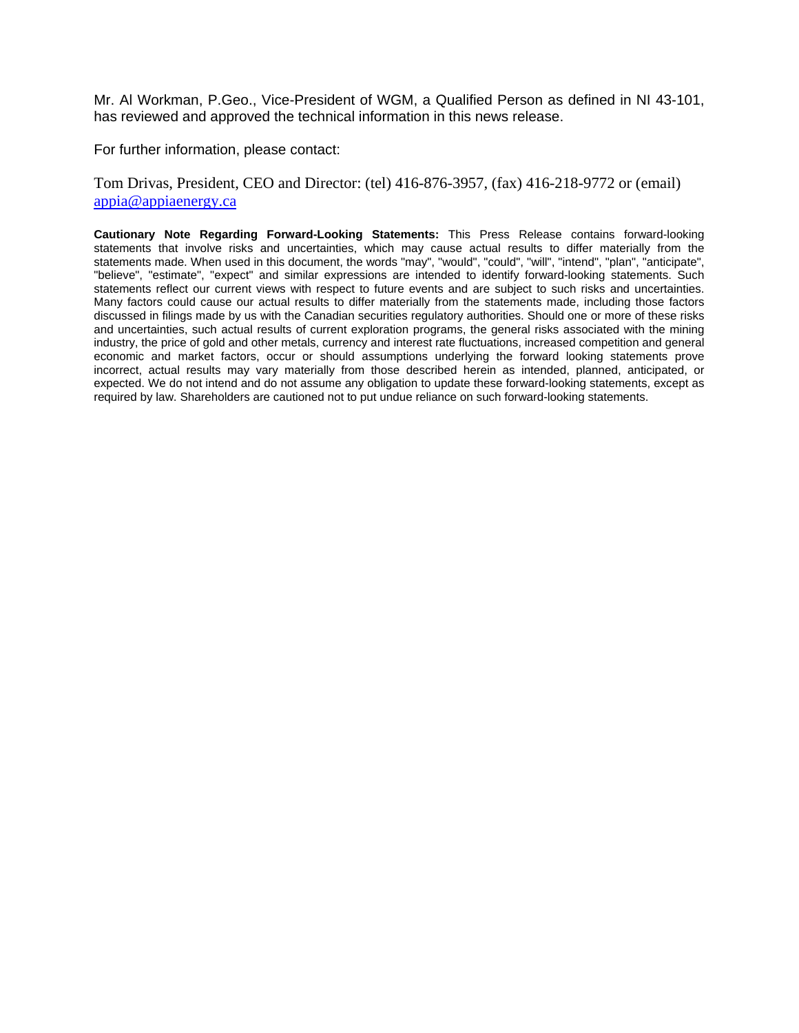Mr. Al Workman, P.Geo., Vice-President of WGM, a Qualified Person as defined in NI 43-101, has reviewed and approved the technical information in this news release.

For further information, please contact:

Tom Drivas, President, CEO and Director: (tel) 416-876-3957, (fax) 416-218-9772 or (email) appia@appiaenergy.ca

**Cautionary Note Regarding Forward-Looking Statements:** This Press Release contains forward-looking statements that involve risks and uncertainties, which may cause actual results to differ materially from the statements made. When used in this document, the words "may", "would", "could", "will", "intend", "plan", "anticipate", "believe", "estimate", "expect" and similar expressions are intended to identify forward-looking statements. Such statements reflect our current views with respect to future events and are subject to such risks and uncertainties. Many factors could cause our actual results to differ materially from the statements made, including those factors discussed in filings made by us with the Canadian securities regulatory authorities. Should one or more of these risks and uncertainties, such actual results of current exploration programs, the general risks associated with the mining industry, the price of gold and other metals, currency and interest rate fluctuations, increased competition and general economic and market factors, occur or should assumptions underlying the forward looking statements prove incorrect, actual results may vary materially from those described herein as intended, planned, anticipated, or expected. We do not intend and do not assume any obligation to update these forward-looking statements, except as required by law. Shareholders are cautioned not to put undue reliance on such forward-looking statements.